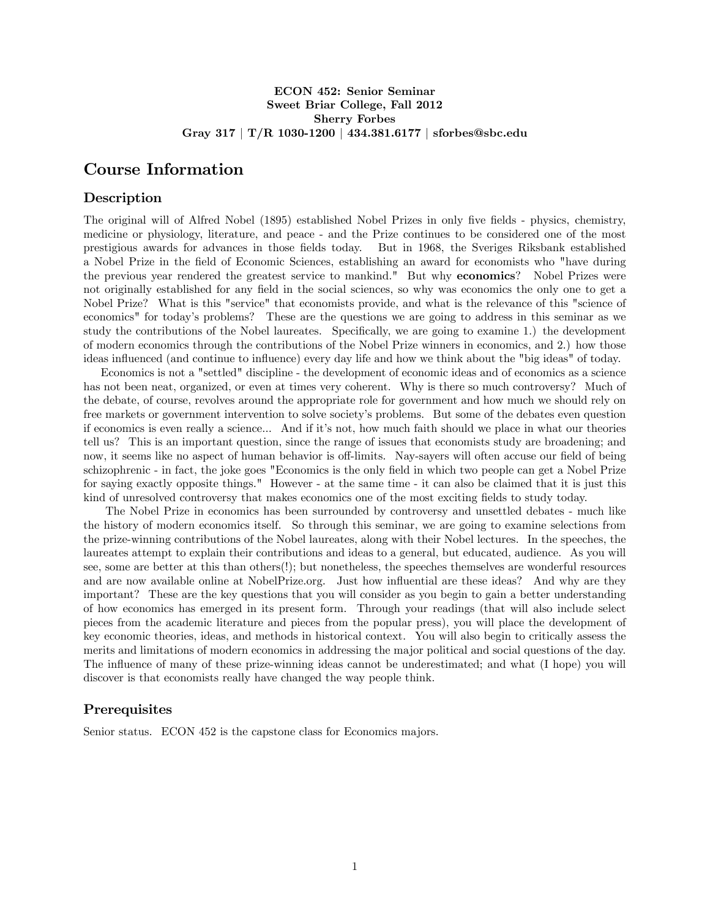**ECON 452: Senior Seminar**
**Sweet Briar College, Fall 2012**
**Sherry Forbes**
**Gray 317 | T/R 1030-1200 | 434.381.6177 | sforbes@sbc.edu**

# Course Information

## Description

The original will of Alfred Nobel (1895) established Nobel Prizes in only five fields - physics, chemistry, medicine or physiology, literature, and peace - and the Prize continues to be considered one of the most prestigious awards for advances in those fields today. But in 1968, the Sveriges Riksbank established a Nobel Prize in the field of Economic Sciences, establishing an award for economists who "have during the previous year rendered the greatest service to mankind." But why **economics**? Nobel Prizes were not originally established for any field in the social sciences, so why was economics the only one to get a Nobel Prize? What is this "service" that economists provide, and what is the relevance of this "science of economics" for today's problems? These are the questions we are going to address in this seminar as we study the contributions of the Nobel laureates. Specifically, we are going to examine 1.) the development of modern economics through the contributions of the Nobel Prize winners in economics, and 2.) how those ideas influenced (and continue to influence) every day life and how we think about the "big ideas" of today.

Economics is not a "settled" discipline - the development of economic ideas and of economics as a science has not been neat, organized, or even at times very coherent. Why is there so much controversy? Much of the debate, of course, revolves around the appropriate role for government and how much we should rely on free markets or government intervention to solve society's problems. But some of the debates even question if economics is even really a science... And if it's not, how much faith should we place in what our theories tell us? This is an important question, since the range of issues that economists study are broadening; and now, it seems like no aspect of human behavior is off-limits. Nay-sayers will often accuse our field of being schizophrenic - in fact, the joke goes "Economics is the only field in which two people can get a Nobel Prize for saying exactly opposite things." However - at the same time - it can also be claimed that it is just this kind of unresolved controversy that makes economics one of the most exciting fields to study today.

The Nobel Prize in economics has been surrounded by controversy and unsettled debates - much like the history of modern economics itself. So through this seminar, we are going to examine selections from the prize-winning contributions of the Nobel laureates, along with their Nobel lectures. In the speeches, the laureates attempt to explain their contributions and ideas to a general, but educated, audience. As you will see, some are better at this than others(!); but nonetheless, the speeches themselves are wonderful resources and are now available online at NobelPrize.org. Just how influential are these ideas? And why are they important? These are the key questions that you will consider as you begin to gain a better understanding of how economics has emerged in its present form. Through your readings (that will also include select pieces from the academic literature and pieces from the popular press), you will place the development of key economic theories, ideas, and methods in historical context. You will also begin to critically assess the merits and limitations of modern economics in addressing the major political and social questions of the day. The influence of many of these prize-winning ideas cannot be underestimated; and what (I hope) you will discover is that economists really have changed the way people think.

## Prerequisites

Senior status. ECON 452 is the capstone class for Economics majors.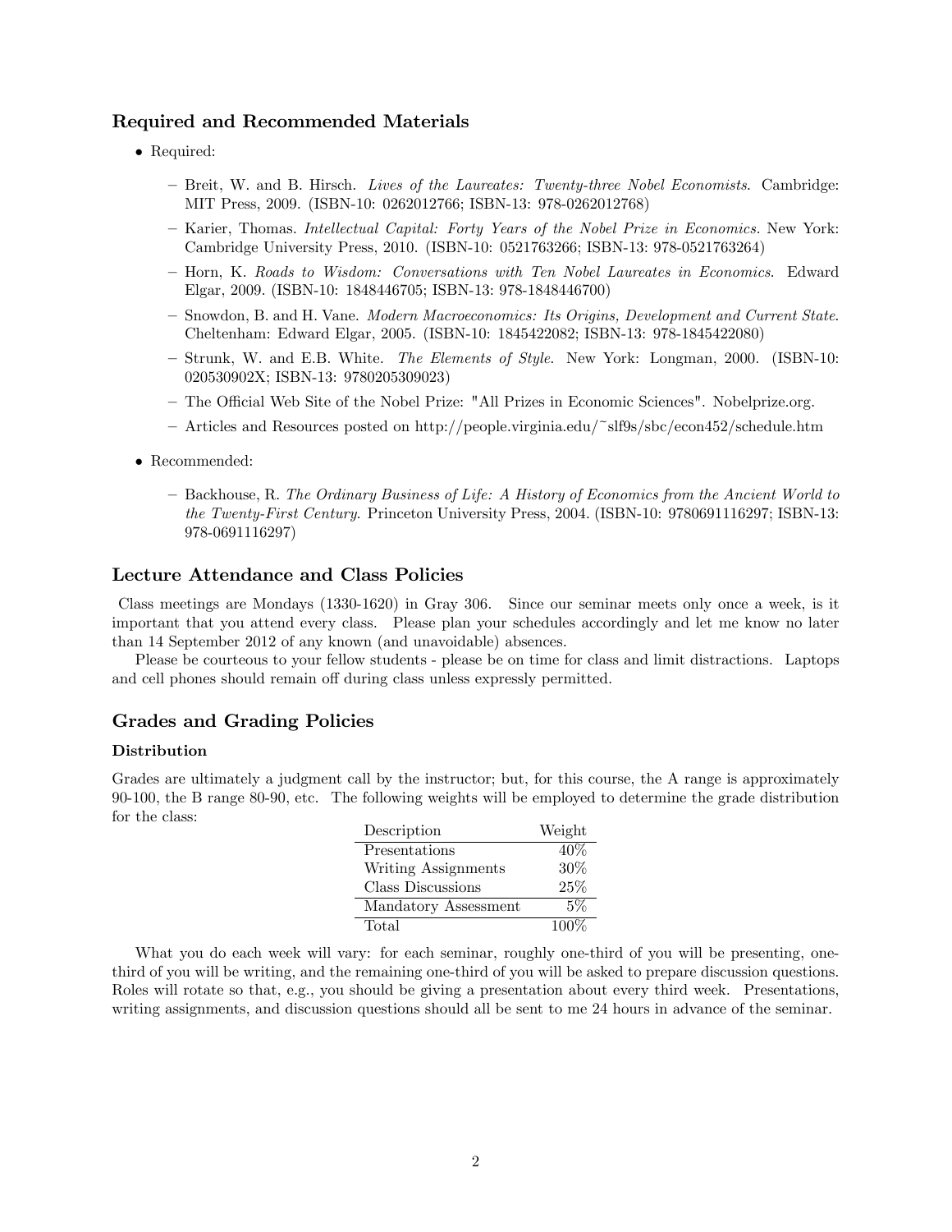## Required and Recommended Materials

- Required:
  - Breit, W. and B. Hirsch. *Lives of the Laureates: Twenty-three Nobel Economists*. Cambridge: MIT Press, 2009. (ISBN-10: 0262012766; ISBN-13: 978-0262012768)
  - Karier, Thomas. *Intellectual Capital: Forty Years of the Nobel Prize in Economics.* New York: Cambridge University Press, 2010. (ISBN-10: 0521763266; ISBN-13: 978-0521763264)
  - Horn, K. *Roads to Wisdom: Conversations with Ten Nobel Laureates in Economics*. Edward Elgar, 2009. (ISBN-10: 1848446705; ISBN-13: 978-1848446700)
  - Snowdon, B. and H. Vane. *Modern Macroeconomics: Its Origins, Development and Current State*. Cheltenham: Edward Elgar, 2005. (ISBN-10: 1845422082; ISBN-13: 978-1845422080)
  - Strunk, W. and E.B. White. *The Elements of Style*. New York: Longman, 2000. (ISBN-10: 020530902X; ISBN-13: 9780205309023)
  - The Official Web Site of the Nobel Prize: "All Prizes in Economic Sciences". Nobelprize.org.
  - Articles and Resources posted on http://people.virginia.edu/~slf9s/sbc/econ452/schedule.htm
- Recommended:
  - Backhouse, R. *The Ordinary Business of Life: A History of Economics from the Ancient World to the Twenty-First Century*. Princeton University Press, 2004. (ISBN-10: 9780691116297; ISBN-13: 978-0691116297)

## Lecture Attendance and Class Policies

Class meetings are Mondays (1330-1620) in Gray 306. Since our seminar meets only once a week, is it important that you attend every class. Please plan your schedules accordingly and let me know no later than 14 September 2012 of any known (and unavoidable) absences.

Please be courteous to your fellow students - please be on time for class and limit distractions. Laptops and cell phones should remain off during class unless expressly permitted.

## Grades and Grading Policies

### Distribution

Grades are ultimately a judgment call by the instructor; but, for this course, the A range is approximately 90-100, the B range 80-90, etc. The following weights will be employed to determine the grade distribution for the class:

| Description | Weight |
|---|---|
| Presentations | 40% |
| Writing Assignments | 30% |
| Class Discussions | 25% |
| Mandatory Assessment | 5% |
| Total | 100% |

What you do each week will vary: for each seminar, roughly one-third of you will be presenting, one-third of you will be writing, and the remaining one-third of you will be asked to prepare discussion questions. Roles will rotate so that, e.g., you should be giving a presentation about every third week. Presentations, writing assignments, and discussion questions should all be sent to me 24 hours in advance of the seminar.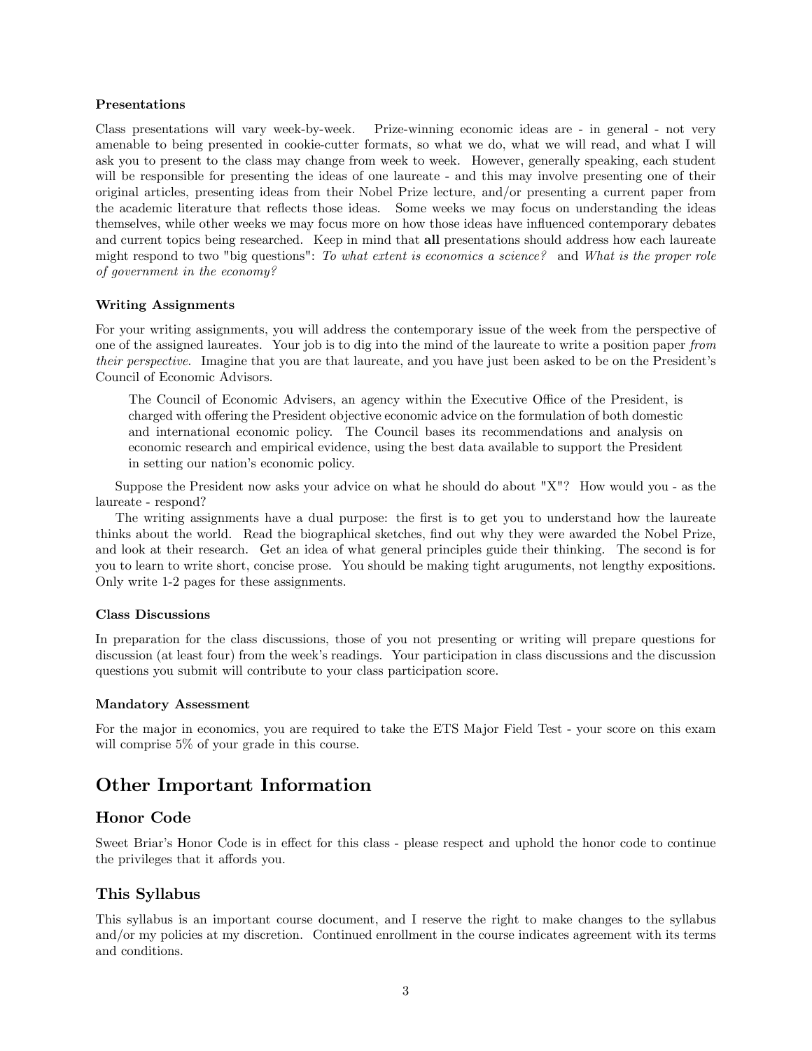#### Presentations

Class presentations will vary week-by-week. Prize-winning economic ideas are - in general - not very amenable to being presented in cookie-cutter formats, so what we do, what we will read, and what I will ask you to present to the class may change from week to week. However, generally speaking, each student will be responsible for presenting the ideas of one laureate - and this may involve presenting one of their original articles, presenting ideas from their Nobel Prize lecture, and/or presenting a current paper from the academic literature that reflects those ideas. Some weeks we may focus on understanding the ideas themselves, while other weeks we may focus more on how those ideas have influenced contemporary debates and current topics being researched. Keep in mind that **all** presentations should address how each laureate might respond to two "big questions": *To what extent is economics a science?* and *What is the proper role of government in the economy?*

#### Writing Assignments

For your writing assignments, you will address the contemporary issue of the week from the perspective of one of the assigned laureates. Your job is to dig into the mind of the laureate to write a position paper *from their perspective*. Imagine that you are that laureate, and you have just been asked to be on the President's Council of Economic Advisors.

> The Council of Economic Advisers, an agency within the Executive Office of the President, is charged with offering the President objective economic advice on the formulation of both domestic and international economic policy. The Council bases its recommendations and analysis on economic research and empirical evidence, using the best data available to support the President in setting our nation's economic policy.

Suppose the President now asks your advice on what he should do about "X"? How would you - as the laureate - respond?

The writing assignments have a dual purpose: the first is to get you to understand how the laureate thinks about the world. Read the biographical sketches, find out why they were awarded the Nobel Prize, and look at their research. Get an idea of what general principles guide their thinking. The second is for you to learn to write short, concise prose. You should be making tight aruguments, not lengthy expositions. Only write 1-2 pages for these assignments.

#### Class Discussions

In preparation for the class discussions, those of you not presenting or writing will prepare questions for discussion (at least four) from the week's readings. Your participation in class discussions and the discussion questions you submit will contribute to your class participation score.

#### Mandatory Assessment

For the major in economics, you are required to take the ETS Major Field Test - your score on this exam will comprise 5% of your grade in this course.

# Other Important Information

## Honor Code

Sweet Briar's Honor Code is in effect for this class - please respect and uphold the honor code to continue the privileges that it affords you.

## This Syllabus

This syllabus is an important course document, and I reserve the right to make changes to the syllabus and/or my policies at my discretion. Continued enrollment in the course indicates agreement with its terms and conditions.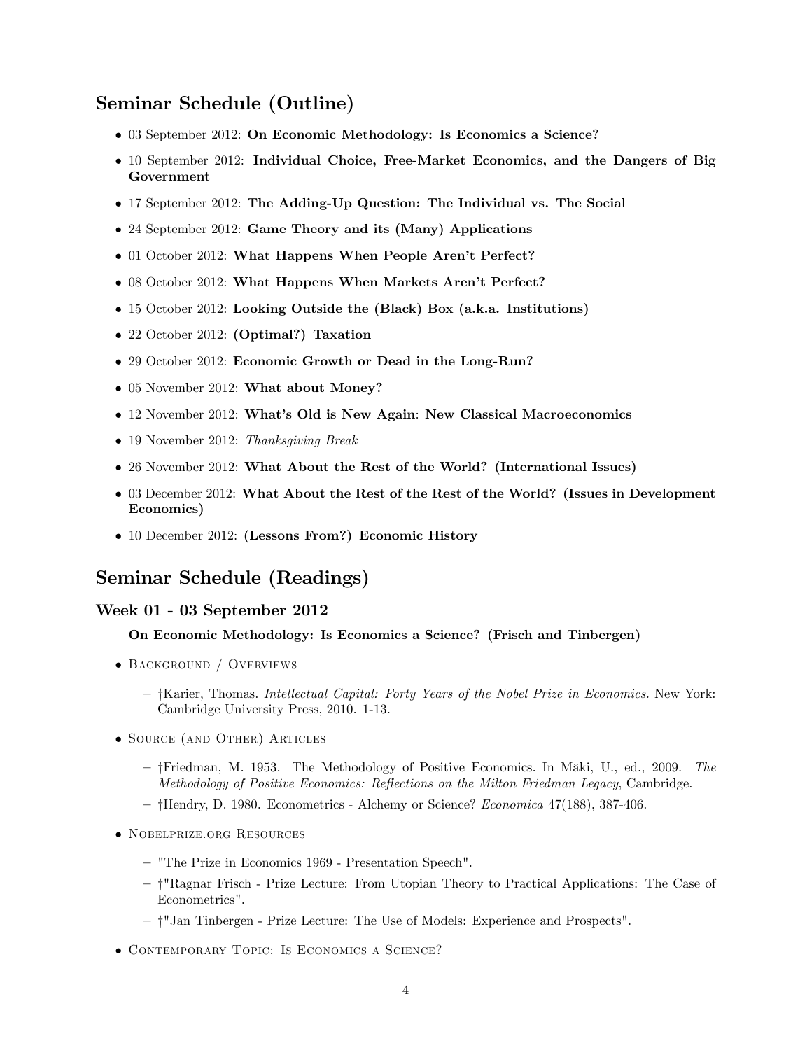## Seminar Schedule (Outline)

- 03 September 2012: **On Economic Methodology: Is Economics a Science?**
- 10 September 2012: **Individual Choice, Free-Market Economics, and the Dangers of Big Government**
- 17 September 2012: **The Adding-Up Question: The Individual vs. The Social**
- 24 September 2012: **Game Theory and its (Many) Applications**
- 01 October 2012: **What Happens When People Aren't Perfect?**
- 08 October 2012: **What Happens When Markets Aren't Perfect?**
- 15 October 2012: **Looking Outside the (Black) Box (a.k.a. Institutions)**
- 22 October 2012: **(Optimal?) Taxation**
- 29 October 2012: **Economic Growth or Dead in the Long-Run?**
- 05 November 2012: **What about Money?**
- 12 November 2012: **What's Old is New Again**: **New Classical Macroeconomics**
- 19 November 2012: *Thanksgiving Break*
- 26 November 2012: **What About the Rest of the World? (International Issues)**
- 03 December 2012: **What About the Rest of the Rest of the World? (Issues in Development Economics)**
- 10 December 2012: **(Lessons From?) Economic History**

## Seminar Schedule (Readings)

### Week 01 - 03 September 2012

**On Economic Methodology: Is Economics a Science? (Frisch and Tinbergen)**

- Background / Overviews
  - †Karier, Thomas. *Intellectual Capital: Forty Years of the Nobel Prize in Economics.* New York: Cambridge University Press, 2010. 1-13.
- Source (and Other) Articles
  - †Friedman, M. 1953. The Methodology of Positive Economics. In Mäki, U., ed., 2009. *The Methodology of Positive Economics: Reflections on the Milton Friedman Legacy*, Cambridge.
  - †Hendry, D. 1980. Econometrics - Alchemy or Science? *Economica* 47(188), 387-406.
- Nobelprize.org Resources
  - "The Prize in Economics 1969 - Presentation Speech".
  - †"Ragnar Frisch - Prize Lecture: From Utopian Theory to Practical Applications: The Case of Econometrics".
  - †"Jan Tinbergen - Prize Lecture: The Use of Models: Experience and Prospects".
- Contemporary Topic: Is Economics a Science?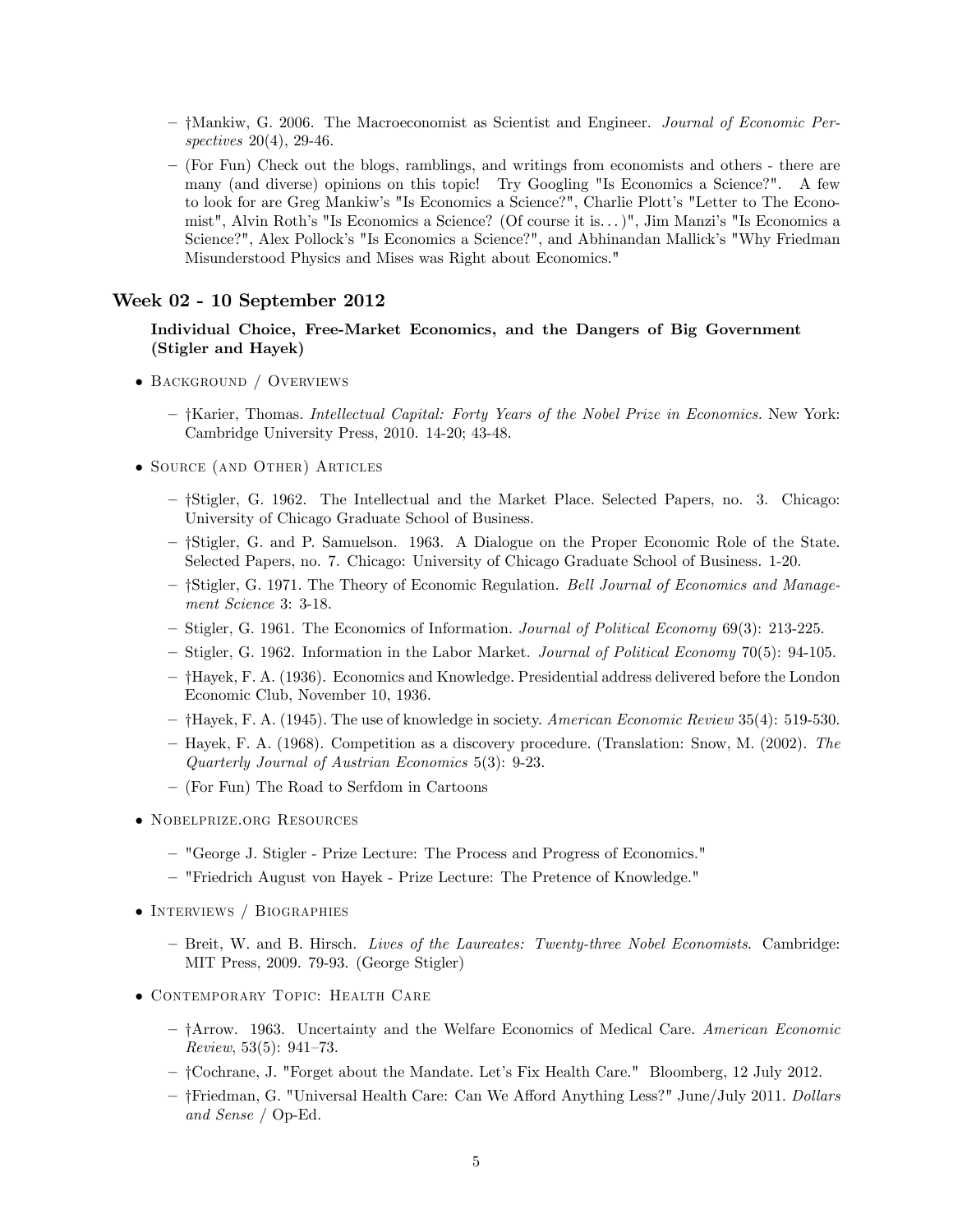- †Mankiw, G. 2006. The Macroeconomist as Scientist and Engineer. *Journal of Economic Perspectives* 20(4), 29-46.
- (For Fun) Check out the blogs, ramblings, and writings from economists and others - there are many (and diverse) opinions on this topic! Try Googling "Is Economics a Science?". A few to look for are Greg Mankiw's "Is Economics a Science?", Charlie Plott's "Letter to The Economist", Alvin Roth's "Is Economics a Science? (Of course it is. . . )", Jim Manzi's "Is Economics a Science?", Alex Pollock's "Is Economics a Science?", and Abhinandan Mallick's "Why Friedman Misunderstood Physics and Mises was Right about Economics."

## Week 02 - 10 September 2012

**Individual Choice, Free-Market Economics, and the Dangers of Big Government (Stigler and Hayek)**

- Background / Overviews
  - †Karier, Thomas. *Intellectual Capital: Forty Years of the Nobel Prize in Economics*. New York: Cambridge University Press, 2010. 14-20; 43-48.
- Source (and Other) Articles
  - †Stigler, G. 1962. The Intellectual and the Market Place. Selected Papers, no. 3. Chicago: University of Chicago Graduate School of Business.
  - †Stigler, G. and P. Samuelson. 1963. A Dialogue on the Proper Economic Role of the State. Selected Papers, no. 7. Chicago: University of Chicago Graduate School of Business. 1-20.
  - †Stigler, G. 1971. The Theory of Economic Regulation. *Bell Journal of Economics and Management Science* 3: 3-18.
  - Stigler, G. 1961. The Economics of Information. *Journal of Political Economy* 69(3): 213-225.
  - Stigler, G. 1962. Information in the Labor Market. *Journal of Political Economy* 70(5): 94-105.
  - †Hayek, F. A. (1936). Economics and Knowledge. Presidential address delivered before the London Economic Club, November 10, 1936.
  - †Hayek, F. A. (1945). The use of knowledge in society. *American Economic Review* 35(4): 519-530.
  - Hayek, F. A. (1968). Competition as a discovery procedure. (Translation: Snow, M. (2002). *The Quarterly Journal of Austrian Economics* 5(3): 9-23.
  - (For Fun) The Road to Serfdom in Cartoons
- Nobelprize.org Resources
  - "George J. Stigler - Prize Lecture: The Process and Progress of Economics."
  - "Friedrich August von Hayek - Prize Lecture: The Pretence of Knowledge."
- Interviews / Biographies
  - Breit, W. and B. Hirsch. *Lives of the Laureates: Twenty-three Nobel Economists*. Cambridge: MIT Press, 2009. 79-93. (George Stigler)
- Contemporary Topic: Health Care
  - †Arrow. 1963. Uncertainty and the Welfare Economics of Medical Care. *American Economic Review*, 53(5): 941–73.
  - †Cochrane, J. "Forget about the Mandate. Let's Fix Health Care." Bloomberg, 12 July 2012.
  - †Friedman, G. "Universal Health Care: Can We Afford Anything Less?" June/July 2011. *Dollars and Sense* / Op-Ed.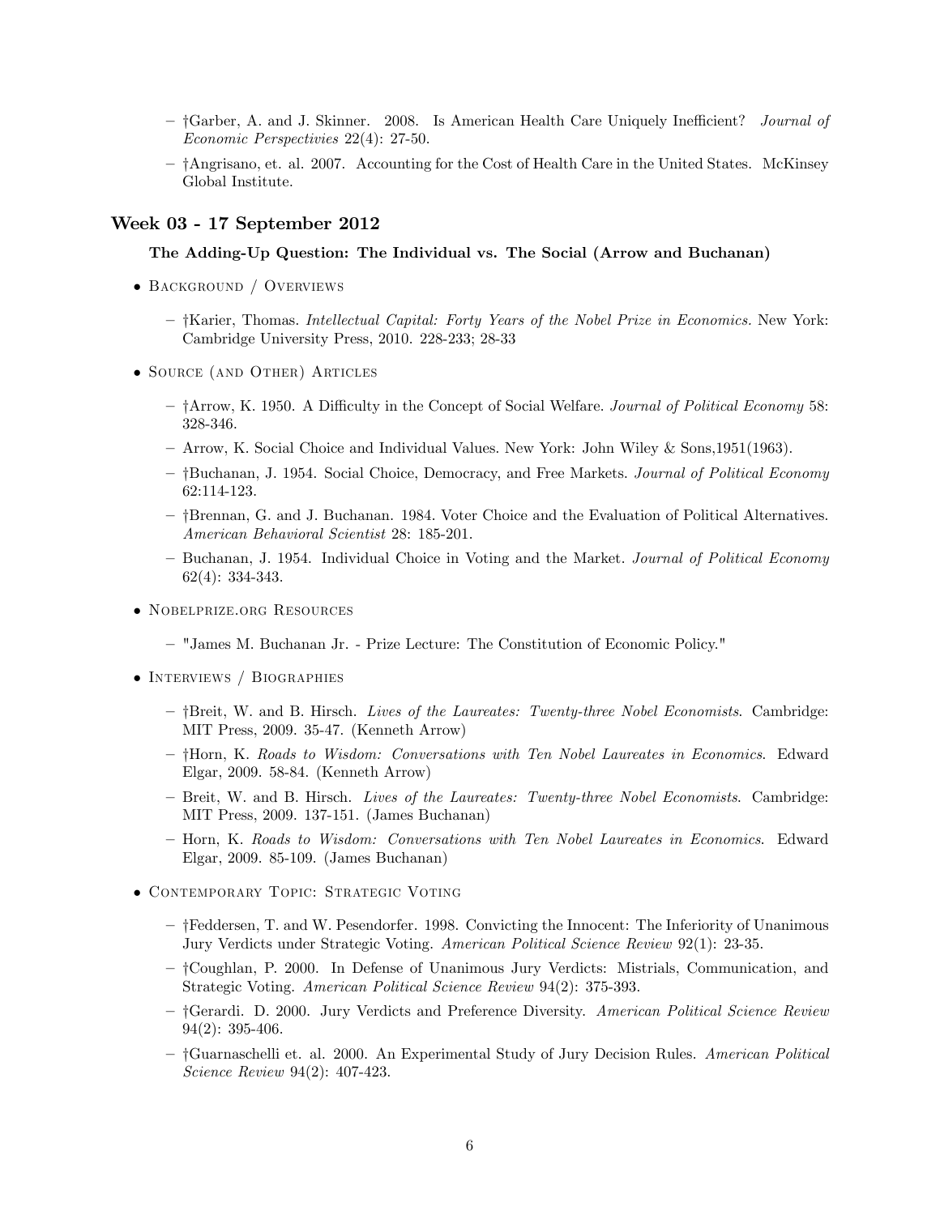- †Garber, A. and J. Skinner. 2008. Is American Health Care Uniquely Inefficient? *Journal of Economic Perspectivies* 22(4): 27-50.
- †Angrisano, et. al. 2007. Accounting for the Cost of Health Care in the United States. McKinsey Global Institute.

## Week 03 - 17 September 2012

### The Adding-Up Question: The Individual vs. The Social (Arrow and Buchanan)

- Background / Overviews
  - †Karier, Thomas. *Intellectual Capital: Forty Years of the Nobel Prize in Economics.* New York: Cambridge University Press, 2010. 228-233; 28-33
- Source (and Other) Articles
  - †Arrow, K. 1950. A Difficulty in the Concept of Social Welfare. *Journal of Political Economy* 58: 328-346.
  - Arrow, K. Social Choice and Individual Values. New York: John Wiley & Sons,1951(1963).
  - †Buchanan, J. 1954. Social Choice, Democracy, and Free Markets. *Journal of Political Economy* 62:114-123.
  - †Brennan, G. and J. Buchanan. 1984. Voter Choice and the Evaluation of Political Alternatives. *American Behavioral Scientist* 28: 185-201.
  - Buchanan, J. 1954. Individual Choice in Voting and the Market. *Journal of Political Economy* 62(4): 334-343.
- Nobelprize.org Resources
  - "James M. Buchanan Jr. - Prize Lecture: The Constitution of Economic Policy."
- Interviews / Biographies
  - †Breit, W. and B. Hirsch. *Lives of the Laureates: Twenty-three Nobel Economists*. Cambridge: MIT Press, 2009. 35-47. (Kenneth Arrow)
  - †Horn, K. *Roads to Wisdom: Conversations with Ten Nobel Laureates in Economics*. Edward Elgar, 2009. 58-84. (Kenneth Arrow)
  - Breit, W. and B. Hirsch. *Lives of the Laureates: Twenty-three Nobel Economists*. Cambridge: MIT Press, 2009. 137-151. (James Buchanan)
  - Horn, K. *Roads to Wisdom: Conversations with Ten Nobel Laureates in Economics*. Edward Elgar, 2009. 85-109. (James Buchanan)
- Contemporary Topic: Strategic Voting
  - †Feddersen, T. and W. Pesendorfer. 1998. Convicting the Innocent: The Inferiority of Unanimous Jury Verdicts under Strategic Voting. *American Political Science Review* 92(1): 23-35.
  - †Coughlan, P. 2000. In Defense of Unanimous Jury Verdicts: Mistrials, Communication, and Strategic Voting. *American Political Science Review* 94(2): 375-393.
  - †Gerardi. D. 2000. Jury Verdicts and Preference Diversity. *American Political Science Review* 94(2): 395-406.
  - †Guarnaschelli et. al. 2000. An Experimental Study of Jury Decision Rules. *American Political Science Review* 94(2): 407-423.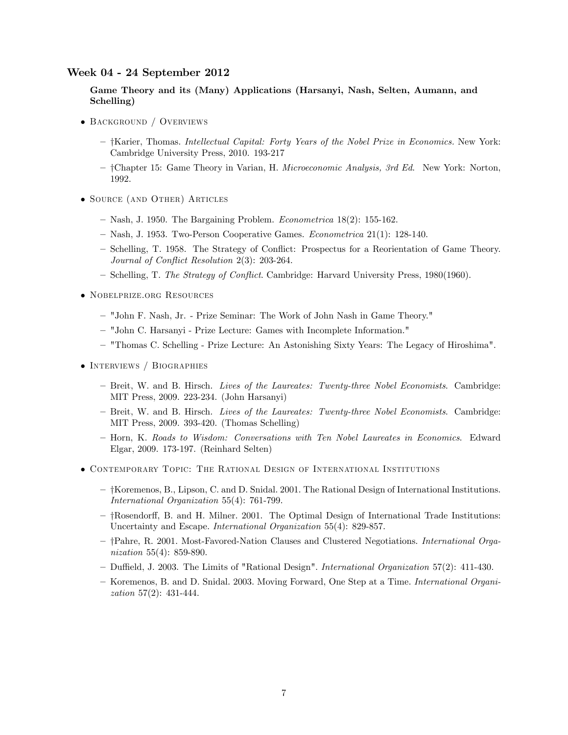### Week 04 - 24 September 2012

**Game Theory and its (Many) Applications (Harsanyi, Nash, Selten, Aumann, and Schelling)**

- Background / Overviews
  - †Karier, Thomas. *Intellectual Capital: Forty Years of the Nobel Prize in Economics.* New York: Cambridge University Press, 2010. 193-217
  - †Chapter 15: Game Theory in Varian, H. *Microeconomic Analysis, 3rd Ed.* New York: Norton, 1992.
- Source (and Other) Articles
  - Nash, J. 1950. The Bargaining Problem. *Econometrica* 18(2): 155-162.
  - Nash, J. 1953. Two-Person Cooperative Games. *Econometrica* 21(1): 128-140.
  - Schelling, T. 1958. The Strategy of Conflict: Prospectus for a Reorientation of Game Theory. *Journal of Conflict Resolution* 2(3): 203-264.
  - Schelling, T. *The Strategy of Conflict*. Cambridge: Harvard University Press, 1980(1960).
- Nobelprize.org Resources
  - "John F. Nash, Jr. - Prize Seminar: The Work of John Nash in Game Theory."
  - "John C. Harsanyi - Prize Lecture: Games with Incomplete Information."
  - "Thomas C. Schelling - Prize Lecture: An Astonishing Sixty Years: The Legacy of Hiroshima".
- Interviews / Biographies
  - Breit, W. and B. Hirsch. *Lives of the Laureates: Twenty-three Nobel Economists*. Cambridge: MIT Press, 2009. 223-234. (John Harsanyi)
  - Breit, W. and B. Hirsch. *Lives of the Laureates: Twenty-three Nobel Economists*. Cambridge: MIT Press, 2009. 393-420. (Thomas Schelling)
  - Horn, K. *Roads to Wisdom: Conversations with Ten Nobel Laureates in Economics*. Edward Elgar, 2009. 173-197. (Reinhard Selten)
- Contemporary Topic: The Rational Design of International Institutions
  - †Koremenos, B., Lipson, C. and D. Snidal. 2001. The Rational Design of International Institutions. *International Organization* 55(4): 761-799.
  - †Rosendorff, B. and H. Milner. 2001. The Optimal Design of International Trade Institutions: Uncertainty and Escape. *International Organization* 55(4): 829-857.
  - †Pahre, R. 2001. Most-Favored-Nation Clauses and Clustered Negotiations. *International Organization* 55(4): 859-890.
  - Duffield, J. 2003. The Limits of "Rational Design". *International Organization* 57(2): 411-430.
  - Koremenos, B. and D. Snidal. 2003. Moving Forward, One Step at a Time. *International Organization* 57(2): 431-444.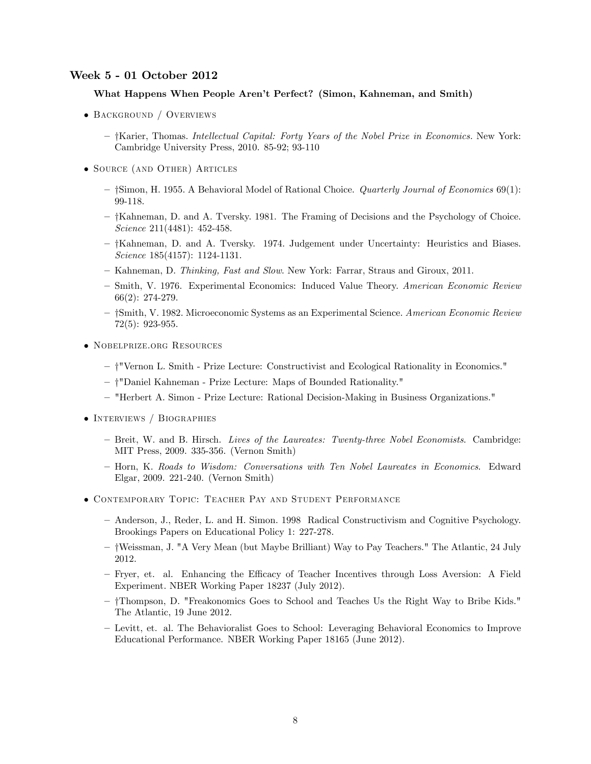## Week 5 - 01 October 2012

### What Happens When People Aren't Perfect? (Simon, Kahneman, and Smith)

- Background / Overviews
  - †Karier, Thomas. *Intellectual Capital: Forty Years of the Nobel Prize in Economics.* New York: Cambridge University Press, 2010. 85-92; 93-110
- Source (and Other) Articles
  - †Simon, H. 1955. A Behavioral Model of Rational Choice. *Quarterly Journal of Economics* 69(1): 99-118.
  - †Kahneman, D. and A. Tversky. 1981. The Framing of Decisions and the Psychology of Choice. *Science* 211(4481): 452-458.
  - †Kahneman, D. and A. Tversky. 1974. Judgement under Uncertainty: Heuristics and Biases. *Science* 185(4157): 1124-1131.
  - Kahneman, D. *Thinking, Fast and Slow*. New York: Farrar, Straus and Giroux, 2011.
  - Smith, V. 1976. Experimental Economics: Induced Value Theory. *American Economic Review* 66(2): 274-279.
  - †Smith, V. 1982. Microeconomic Systems as an Experimental Science. *American Economic Review* 72(5): 923-955.
- Nobelprize.org Resources
  - †"Vernon L. Smith - Prize Lecture: Constructivist and Ecological Rationality in Economics."
  - †"Daniel Kahneman - Prize Lecture: Maps of Bounded Rationality."
  - "Herbert A. Simon - Prize Lecture: Rational Decision-Making in Business Organizations."
- Interviews / Biographies
  - Breit, W. and B. Hirsch. *Lives of the Laureates: Twenty-three Nobel Economists*. Cambridge: MIT Press, 2009. 335-356. (Vernon Smith)
  - Horn, K. *Roads to Wisdom: Conversations with Ten Nobel Laureates in Economics*. Edward Elgar, 2009. 221-240. (Vernon Smith)
- Contemporary Topic: Teacher Pay and Student Performance
  - Anderson, J., Reder, L. and H. Simon. 1998 Radical Constructivism and Cognitive Psychology. Brookings Papers on Educational Policy 1: 227-278.
  - †Weissman, J. "A Very Mean (but Maybe Brilliant) Way to Pay Teachers." The Atlantic, 24 July 2012.
  - Fryer, et. al. Enhancing the Efficacy of Teacher Incentives through Loss Aversion: A Field Experiment. NBER Working Paper 18237 (July 2012).
  - †Thompson, D. "Freakonomics Goes to School and Teaches Us the Right Way to Bribe Kids." The Atlantic, 19 June 2012.
  - Levitt, et. al. The Behavioralist Goes to School: Leveraging Behavioral Economics to Improve Educational Performance. NBER Working Paper 18165 (June 2012).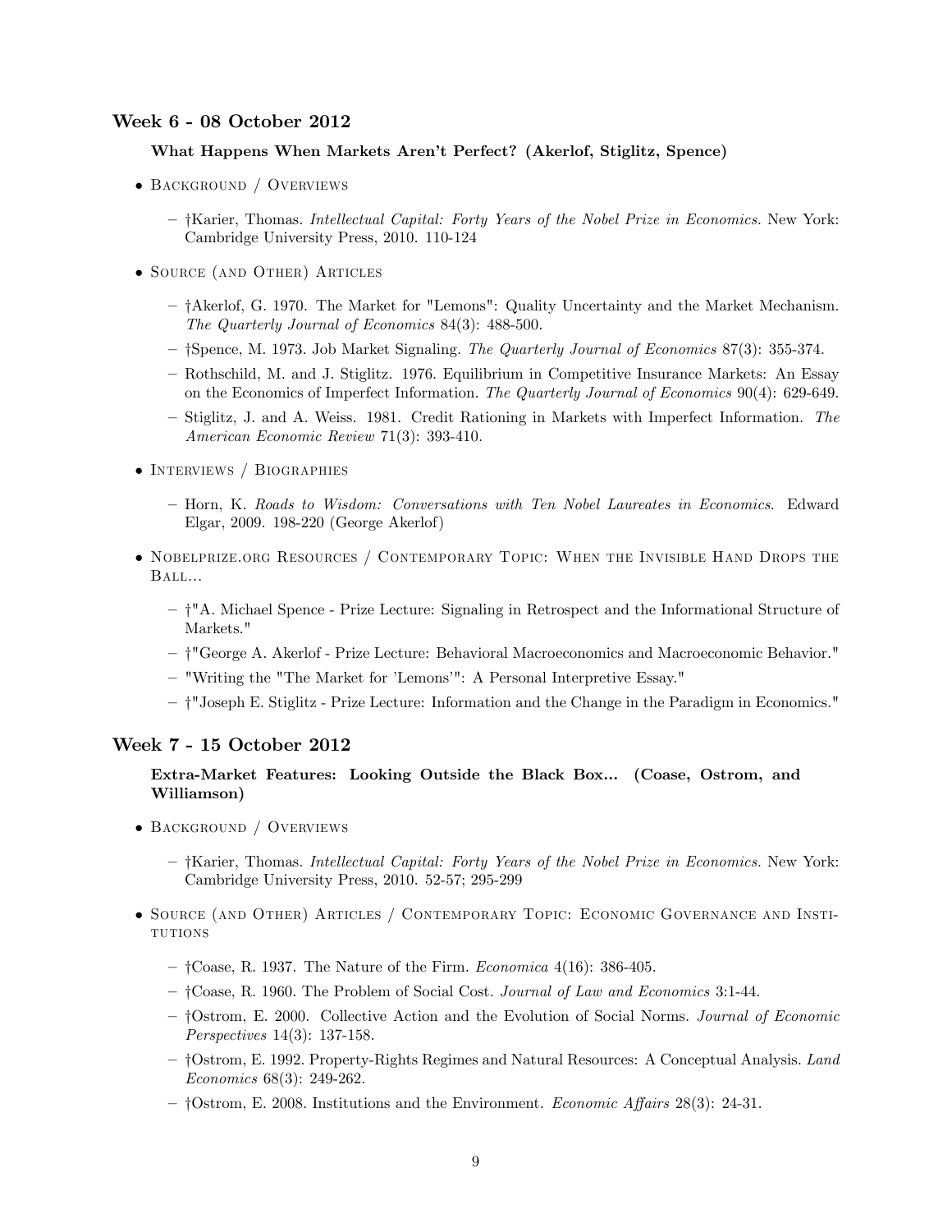## Week 6 - 08 October 2012

### What Happens When Markets Aren't Perfect? (Akerlof, Stiglitz, Spence)

- Background / Overviews
  - †Karier, Thomas. *Intellectual Capital: Forty Years of the Nobel Prize in Economics.* New York: Cambridge University Press, 2010. 110-124
- Source (and Other) Articles
  - †Akerlof, G. 1970. The Market for "Lemons": Quality Uncertainty and the Market Mechanism. *The Quarterly Journal of Economics* 84(3): 488-500.
  - †Spence, M. 1973. Job Market Signaling. *The Quarterly Journal of Economics* 87(3): 355-374.
  - Rothschild, M. and J. Stiglitz. 1976. Equilibrium in Competitive Insurance Markets: An Essay on the Economics of Imperfect Information. *The Quarterly Journal of Economics* 90(4): 629-649.
  - Stiglitz, J. and A. Weiss. 1981. Credit Rationing in Markets with Imperfect Information. *The American Economic Review* 71(3): 393-410.
- Interviews / Biographies
  - Horn, K. *Roads to Wisdom: Conversations with Ten Nobel Laureates in Economics.* Edward Elgar, 2009. 198-220 (George Akerlof)
- Nobelprize.org Resources / Contemporary Topic: When the Invisible Hand Drops the Ball...
  - †"A. Michael Spence - Prize Lecture: Signaling in Retrospect and the Informational Structure of Markets."
  - †"George A. Akerlof - Prize Lecture: Behavioral Macroeconomics and Macroeconomic Behavior."
  - "Writing the "The Market for 'Lemons'": A Personal Interpretive Essay."
  - †"Joseph E. Stiglitz - Prize Lecture: Information and the Change in the Paradigm in Economics."

## Week 7 - 15 October 2012

### Extra-Market Features: Looking Outside the Black Box... (Coase, Ostrom, and Williamson)

- Background / Overviews
  - †Karier, Thomas. *Intellectual Capital: Forty Years of the Nobel Prize in Economics.* New York: Cambridge University Press, 2010. 52-57; 295-299
- Source (and Other) Articles / Contemporary Topic: Economic Governance and Institutions
  - †Coase, R. 1937. The Nature of the Firm. *Economica* 4(16): 386-405.
  - †Coase, R. 1960. The Problem of Social Cost. *Journal of Law and Economics* 3:1-44.
  - †Ostrom, E. 2000. Collective Action and the Evolution of Social Norms. *Journal of Economic Perspectives* 14(3): 137-158.
  - †Ostrom, E. 1992. Property-Rights Regimes and Natural Resources: A Conceptual Analysis. *Land Economics* 68(3): 249-262.
  - †Ostrom, E. 2008. Institutions and the Environment. *Economic Affairs* 28(3): 24-31.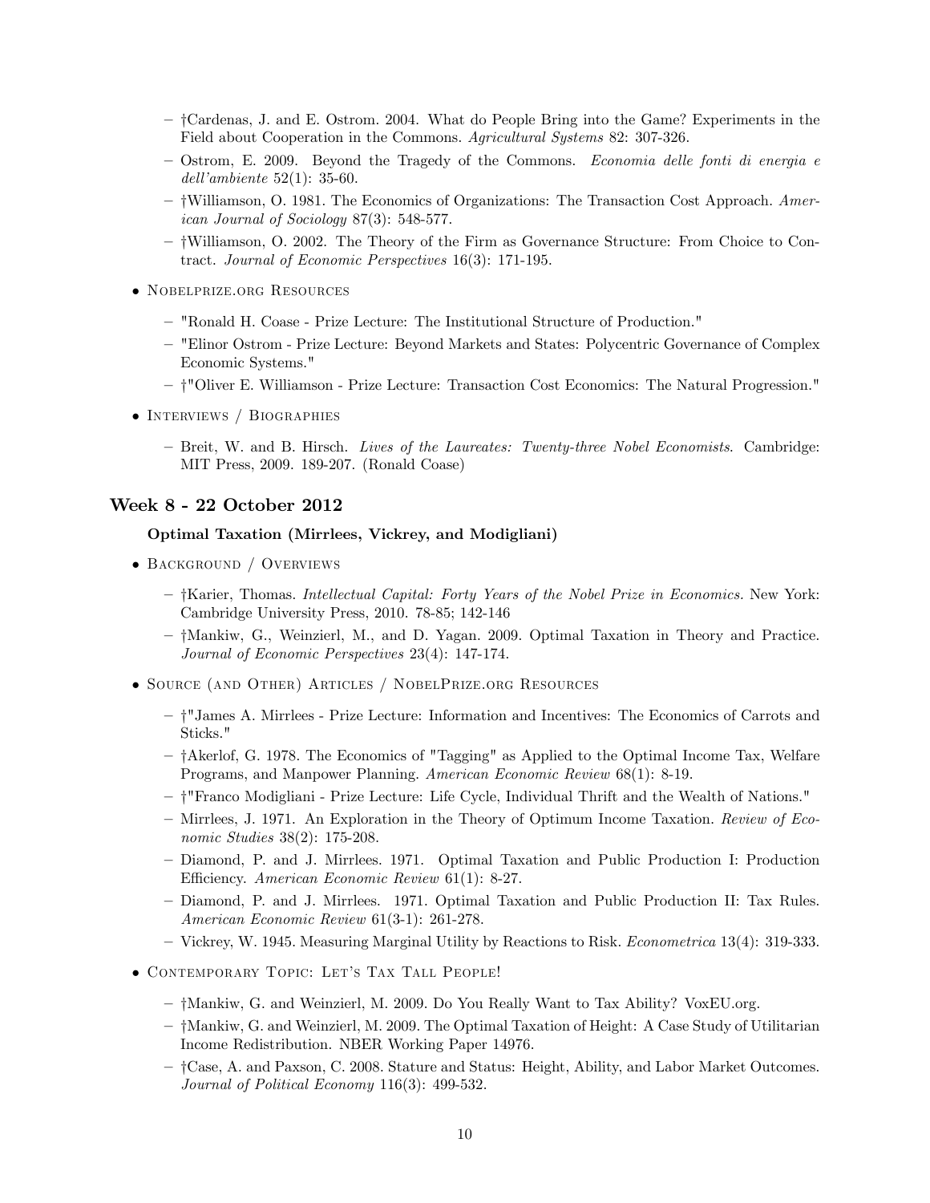- †Cardenas, J. and E. Ostrom. 2004. What do People Bring into the Game? Experiments in the Field about Cooperation in the Commons. *Agricultural Systems* 82: 307-326.
- Ostrom, E. 2009. Beyond the Tragedy of the Commons. *Economia delle fonti di energia e dell'ambiente* 52(1): 35-60.
- †Williamson, O. 1981. The Economics of Organizations: The Transaction Cost Approach. *American Journal of Sociology* 87(3): 548-577.
- †Williamson, O. 2002. The Theory of the Firm as Governance Structure: From Choice to Contract. *Journal of Economic Perspectives* 16(3): 171-195.

- Nobelprize.org Resources
  - "Ronald H. Coase - Prize Lecture: The Institutional Structure of Production."
  - "Elinor Ostrom - Prize Lecture: Beyond Markets and States: Polycentric Governance of Complex Economic Systems."
  - †"Oliver E. Williamson - Prize Lecture: Transaction Cost Economics: The Natural Progression."
- Interviews / Biographies
  - Breit, W. and B. Hirsch. *Lives of the Laureates: Twenty-three Nobel Economists.* Cambridge: MIT Press, 2009. 189-207. (Ronald Coase)

## Week 8 - 22 October 2012

**Optimal Taxation (Mirrlees, Vickrey, and Modigliani)**

- Background / Overviews
  - †Karier, Thomas. *Intellectual Capital: Forty Years of the Nobel Prize in Economics.* New York: Cambridge University Press, 2010. 78-85; 142-146
  - †Mankiw, G., Weinzierl, M., and D. Yagan. 2009. Optimal Taxation in Theory and Practice. *Journal of Economic Perspectives* 23(4): 147-174.
- Source (and Other) Articles / NobelPrize.org Resources
  - †"James A. Mirrlees - Prize Lecture: Information and Incentives: The Economics of Carrots and Sticks."
  - †Akerlof, G. 1978. The Economics of "Tagging" as Applied to the Optimal Income Tax, Welfare Programs, and Manpower Planning. *American Economic Review* 68(1): 8-19.
  - †"Franco Modigliani - Prize Lecture: Life Cycle, Individual Thrift and the Wealth of Nations."
  - Mirrlees, J. 1971. An Exploration in the Theory of Optimum Income Taxation. *Review of Economic Studies* 38(2): 175-208.
  - Diamond, P. and J. Mirrlees. 1971. Optimal Taxation and Public Production I: Production Efficiency. *American Economic Review* 61(1): 8-27.
  - Diamond, P. and J. Mirrlees. 1971. Optimal Taxation and Public Production II: Tax Rules. *American Economic Review* 61(3-1): 261-278.
  - Vickrey, W. 1945. Measuring Marginal Utility by Reactions to Risk. *Econometrica* 13(4): 319-333.
- Contemporary Topic: Let's Tax Tall People!
  - †Mankiw, G. and Weinzierl, M. 2009. Do You Really Want to Tax Ability? VoxEU.org.
  - †Mankiw, G. and Weinzierl, M. 2009. The Optimal Taxation of Height: A Case Study of Utilitarian Income Redistribution. NBER Working Paper 14976.
  - †Case, A. and Paxson, C. 2008. Stature and Status: Height, Ability, and Labor Market Outcomes. *Journal of Political Economy* 116(3): 499-532.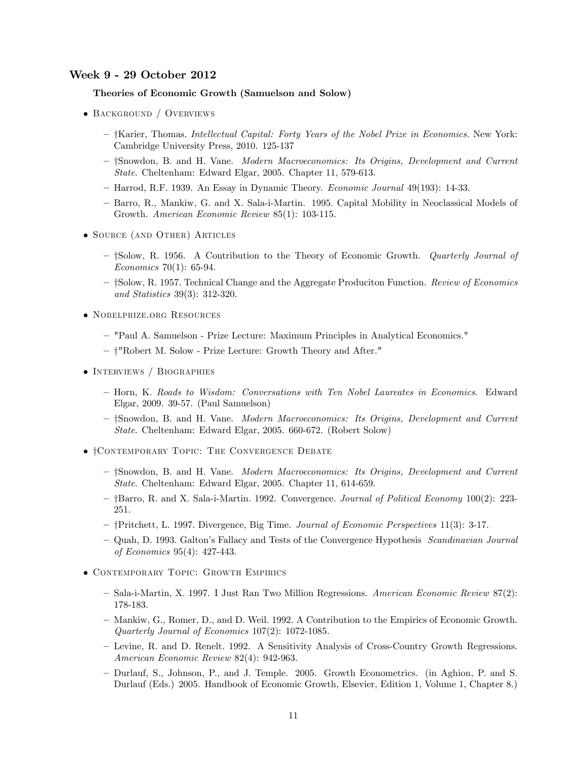## Week 9 - 29 October 2012

### Theories of Economic Growth (Samuelson and Solow)

- Background / Overviews
  - †Karier, Thomas. *Intellectual Capital: Forty Years of the Nobel Prize in Economics.* New York: Cambridge University Press, 2010. 125-137
  - †Snowdon, B. and H. Vane. *Modern Macroeconomics: Its Origins, Development and Current State*. Cheltenham: Edward Elgar, 2005. Chapter 11, 579-613.
  - Harrod, R.F. 1939. An Essay in Dynamic Theory. *Economic Journal* 49(193): 14-33.
  - Barro, R., Mankiw, G. and X. Sala-i-Martin. 1995. Capital Mobility in Neoclassical Models of Growth. *American Economic Review* 85(1): 103-115.
- Source (and Other) Articles
  - †Solow, R. 1956. A Contribution to the Theory of Economic Growth. *Quarterly Journal of Economics* 70(1): 65-94.
  - †Solow, R. 1957. Technical Change and the Aggregate Produciton Function. *Review of Economics and Statistics* 39(3): 312-320.
- Nobelprize.org Resources
  - "Paul A. Samuelson - Prize Lecture: Maximum Principles in Analytical Economics."
  - †"Robert M. Solow - Prize Lecture: Growth Theory and After."
- Interviews / Biographies
  - Horn, K. *Roads to Wisdom: Conversations with Ten Nobel Laureates in Economics*. Edward Elgar, 2009. 39-57. (Paul Samuelson)
  - †Snowdon, B. and H. Vane. *Modern Macroeconomics: Its Origins, Development and Current State*. Cheltenham: Edward Elgar, 2005. 660-672. (Robert Solow)
- †Contemporary Topic: The Convergence Debate
  - †Snowdon, B. and H. Vane. *Modern Macroeconomics: Its Origins, Development and Current State*. Cheltenham: Edward Elgar, 2005. Chapter 11, 614-659.
  - †Barro, R. and X. Sala-i-Martin. 1992. Convergence. *Journal of Political Economy* 100(2): 223-251.
  - †Pritchett, L. 1997. Divergence, Big Time. *Journal of Economic Perspectives* 11(3): 3-17.
  - Quah, D. 1993. Galton's Fallacy and Tests of the Convergence Hypothesis *Scandinavian Journal of Economics* 95(4): 427-443.
- Contemporary Topic: Growth Empirics
  - Sala-i-Martin, X. 1997. I Just Ran Two Million Regressions. *American Economic Review* 87(2): 178-183.
  - Mankiw, G., Romer, D., and D. Weil. 1992. A Contribution to the Empirics of Economic Growth. *Quarterly Journal of Economics* 107(2): 1072-1085.
  - Levine, R. and D. Renelt. 1992. A Sensitivity Analysis of Cross-Country Growth Regressions. *American Economic Review* 82(4): 942-963.
  - Durlauf, S., Johnson, P., and J. Temple. 2005. Growth Econometrics. (in Aghion, P. and S. Durlauf (Eds.) 2005. Handbook of Economic Growth, Elsevier, Edition 1, Volume 1, Chapter 8.)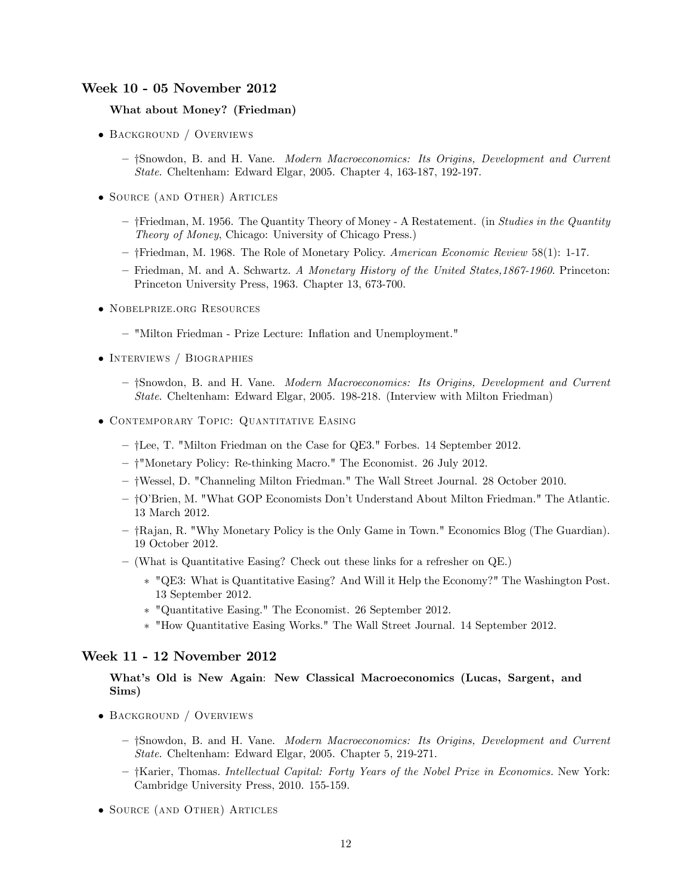### Week 10 - 05 November 2012

**What about Money? (Friedman)**

- Background / Overviews
  - †Snowdon, B. and H. Vane. *Modern Macroeconomics: Its Origins, Development and Current State*. Cheltenham: Edward Elgar, 2005. Chapter 4, 163-187, 192-197.
- Source (and Other) Articles
  - †Friedman, M. 1956. The Quantity Theory of Money - A Restatement. (in *Studies in the Quantity Theory of Money*, Chicago: University of Chicago Press.)
  - †Friedman, M. 1968. The Role of Monetary Policy. *American Economic Review* 58(1): 1-17.
  - Friedman, M. and A. Schwartz. *A Monetary History of the United States,1867-1960*. Princeton: Princeton University Press, 1963. Chapter 13, 673-700.
- Nobelprize.org Resources
  - "Milton Friedman - Prize Lecture: Inflation and Unemployment."
- Interviews / Biographies
  - †Snowdon, B. and H. Vane. *Modern Macroeconomics: Its Origins, Development and Current State*. Cheltenham: Edward Elgar, 2005. 198-218. (Interview with Milton Friedman)
- Contemporary Topic: Quantitative Easing
  - †Lee, T. "Milton Friedman on the Case for QE3." Forbes. 14 September 2012.
  - †"Monetary Policy: Re-thinking Macro." The Economist. 26 July 2012.
  - †Wessel, D. "Channeling Milton Friedman." The Wall Street Journal. 28 October 2010.
  - †O'Brien, M. "What GOP Economists Don't Understand About Milton Friedman." The Atlantic. 13 March 2012.
  - †Rajan, R. "Why Monetary Policy is the Only Game in Town." Economics Blog (The Guardian). 19 October 2012.
  - (What is Quantitative Easing? Check out these links for a refresher on QE.)
    - "QE3: What is Quantitative Easing? And Will it Help the Economy?" The Washington Post. 13 September 2012.
    - "Quantitative Easing." The Economist. 26 September 2012.
    - "How Quantitative Easing Works." The Wall Street Journal. 14 September 2012.

### Week 11 - 12 November 2012

**What's Old is New Again: New Classical Macroeconomics (Lucas, Sargent, and Sims)**

- Background / Overviews
  - †Snowdon, B. and H. Vane. *Modern Macroeconomics: Its Origins, Development and Current State*. Cheltenham: Edward Elgar, 2005. Chapter 5, 219-271.
  - †Karier, Thomas. *Intellectual Capital: Forty Years of the Nobel Prize in Economics.* New York: Cambridge University Press, 2010. 155-159.
- Source (and Other) Articles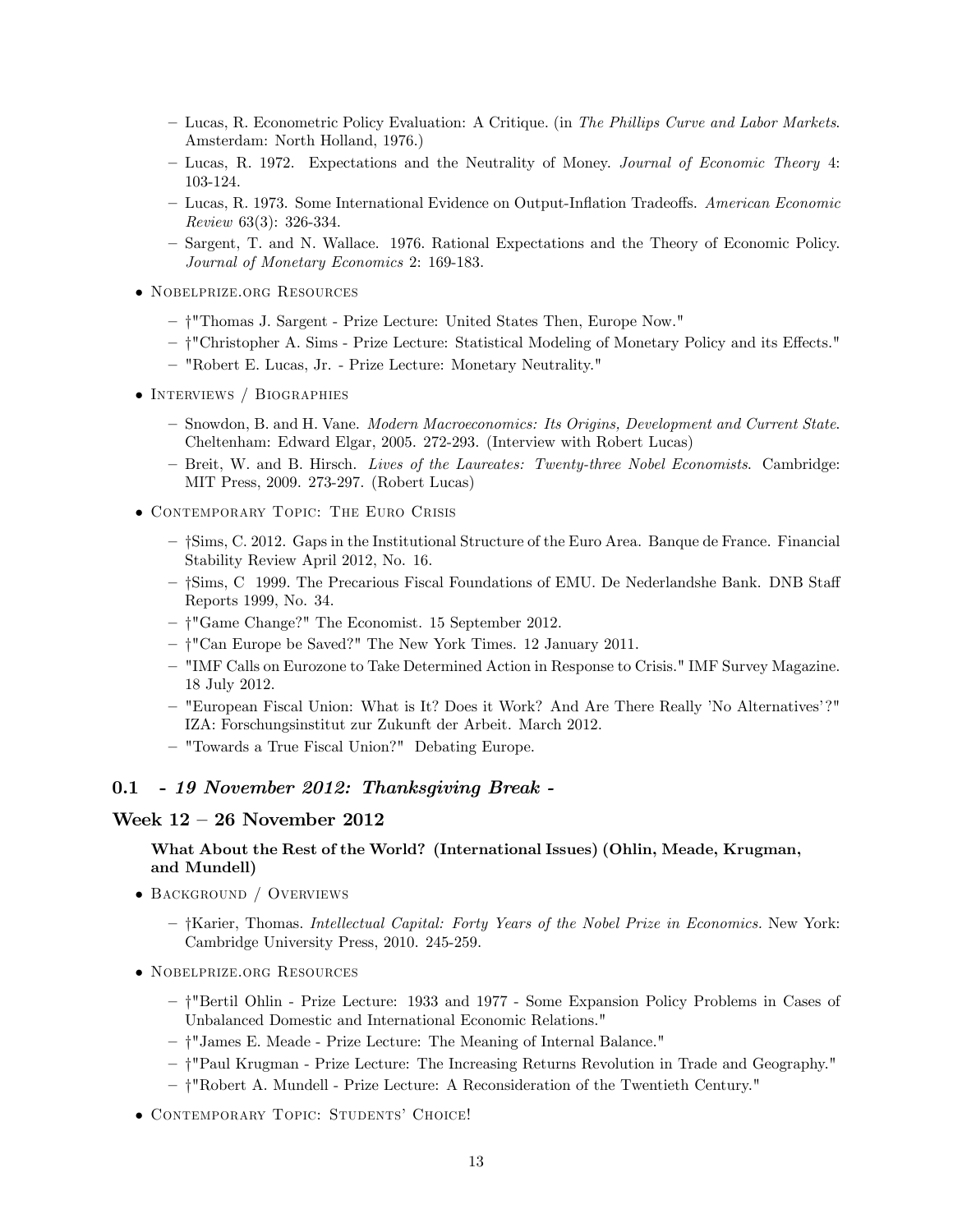- Lucas, R. Econometric Policy Evaluation: A Critique. (in *The Phillips Curve and Labor Markets*. Amsterdam: North Holland, 1976.)
  - Lucas, R. 1972. Expectations and the Neutrality of Money. *Journal of Economic Theory* 4: 103-124.
  - Lucas, R. 1973. Some International Evidence on Output-Inflation Tradeoffs. *American Economic Review* 63(3): 326-334.
  - Sargent, T. and N. Wallace. 1976. Rational Expectations and the Theory of Economic Policy. *Journal of Monetary Economics* 2: 169-183.
- Nobelprize.org Resources
  - †"Thomas J. Sargent - Prize Lecture: United States Then, Europe Now."
  - †"Christopher A. Sims - Prize Lecture: Statistical Modeling of Monetary Policy and its Effects."
  - "Robert E. Lucas, Jr. - Prize Lecture: Monetary Neutrality."
- Interviews / Biographies
  - Snowdon, B. and H. Vane. *Modern Macroeconomics: Its Origins, Development and Current State*. Cheltenham: Edward Elgar, 2005. 272-293. (Interview with Robert Lucas)
  - Breit, W. and B. Hirsch. *Lives of the Laureates: Twenty-three Nobel Economists*. Cambridge: MIT Press, 2009. 273-297. (Robert Lucas)
- Contemporary Topic: The Euro Crisis
  - †Sims, C. 2012. Gaps in the Institutional Structure of the Euro Area. Banque de France. Financial Stability Review April 2012, No. 16.
  - †Sims, C 1999. The Precarious Fiscal Foundations of EMU. De Nederlandshe Bank. DNB Staff Reports 1999, No. 34.
  - †"Game Change?" The Economist. 15 September 2012.
  - †"Can Europe be Saved?" The New York Times. 12 January 2011.
  - "IMF Calls on Eurozone to Take Determined Action in Response to Crisis." IMF Survey Magazine. 18 July 2012.
  - "European Fiscal Union: What is It? Does it Work? And Are There Really 'No Alternatives'?" IZA: Forschungsinstitut zur Zukunft der Arbeit. March 2012.
  - "Towards a True Fiscal Union?" Debating Europe.

## 0.1 *- 19 November 2012: Thanksgiving Break -*

## Week 12 – 26 November 2012

**What About the Rest of the World? (International Issues) (Ohlin, Meade, Krugman, and Mundell)**

- Background / Overviews
  - †Karier, Thomas. *Intellectual Capital: Forty Years of the Nobel Prize in Economics.* New York: Cambridge University Press, 2010. 245-259.
- Nobelprize.org Resources
  - †"Bertil Ohlin - Prize Lecture: 1933 and 1977 - Some Expansion Policy Problems in Cases of Unbalanced Domestic and International Economic Relations."
  - †"James E. Meade - Prize Lecture: The Meaning of Internal Balance."
  - †"Paul Krugman - Prize Lecture: The Increasing Returns Revolution in Trade and Geography."
  - †"Robert A. Mundell - Prize Lecture: A Reconsideration of the Twentieth Century."
- Contemporary Topic: Students' Choice!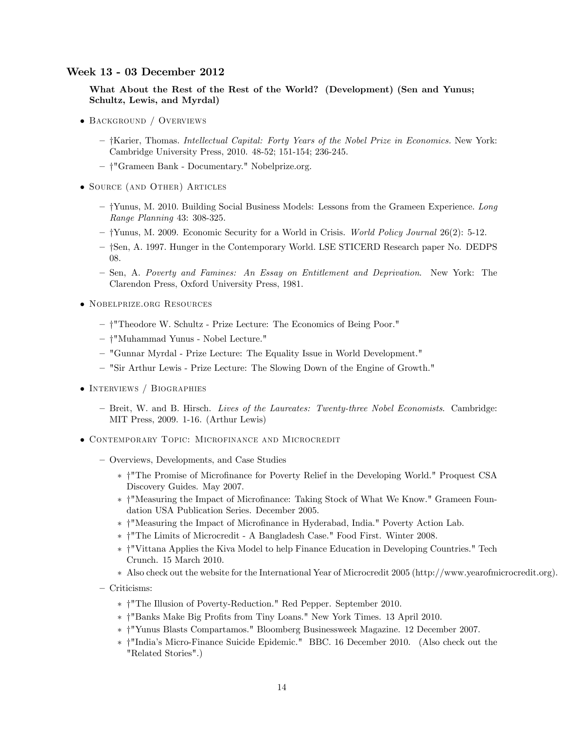### Week 13 - 03 December 2012

**What About the Rest of the Rest of the World? (Development) (Sen and Yunus; Schultz, Lewis, and Myrdal)**

- Background / Overviews
  - †Karier, Thomas. *Intellectual Capital: Forty Years of the Nobel Prize in Economics.* New York: Cambridge University Press, 2010. 48-52; 151-154; 236-245.
  - †"Grameen Bank - Documentary." Nobelprize.org.
- Source (and Other) Articles
  - †Yunus, M. 2010. Building Social Business Models: Lessons from the Grameen Experience. *Long Range Planning* 43: 308-325.
  - †Yunus, M. 2009. Economic Security for a World in Crisis. *World Policy Journal* 26(2): 5-12.
  - †Sen, A. 1997. Hunger in the Contemporary World. LSE STICERD Research paper No. DEDPS 08.
  - Sen, A. *Poverty and Famines: An Essay on Entitlement and Deprivation*. New York: The Clarendon Press, Oxford University Press, 1981.
- Nobelprize.org Resources
  - †"Theodore W. Schultz - Prize Lecture: The Economics of Being Poor."
  - †"Muhammad Yunus - Nobel Lecture."
  - "Gunnar Myrdal - Prize Lecture: The Equality Issue in World Development."
  - "Sir Arthur Lewis - Prize Lecture: The Slowing Down of the Engine of Growth."
- Interviews / Biographies
  - Breit, W. and B. Hirsch. *Lives of the Laureates: Twenty-three Nobel Economists*. Cambridge: MIT Press, 2009. 1-16. (Arthur Lewis)
- Contemporary Topic: Microfinance and Microcredit
  - Overviews, Developments, and Case Studies
    - †"The Promise of Microfinance for Poverty Relief in the Developing World." Proquest CSA Discovery Guides. May 2007.
    - †"Measuring the Impact of Microfinance: Taking Stock of What We Know." Grameen Foundation USA Publication Series. December 2005.
    - †"Measuring the Impact of Microfinance in Hyderabad, India." Poverty Action Lab.
    - †"The Limits of Microcredit - A Bangladesh Case." Food First. Winter 2008.
    - †"Vittana Applies the Kiva Model to help Finance Education in Developing Countries." Tech Crunch. 15 March 2010.
    - Also check out the website for the International Year of Microcredit 2005 (http://www.yearofmicrocredit.org).
  - Criticisms:
    - †"The Illusion of Poverty-Reduction." Red Pepper. September 2010.
    - †"Banks Make Big Profits from Tiny Loans." New York Times. 13 April 2010.
    - †"Yunus Blasts Compartamos." Bloomberg Businessweek Magazine. 12 December 2007.
    - †"India's Micro-Finance Suicide Epidemic." BBC. 16 December 2010. (Also check out the "Related Stories".)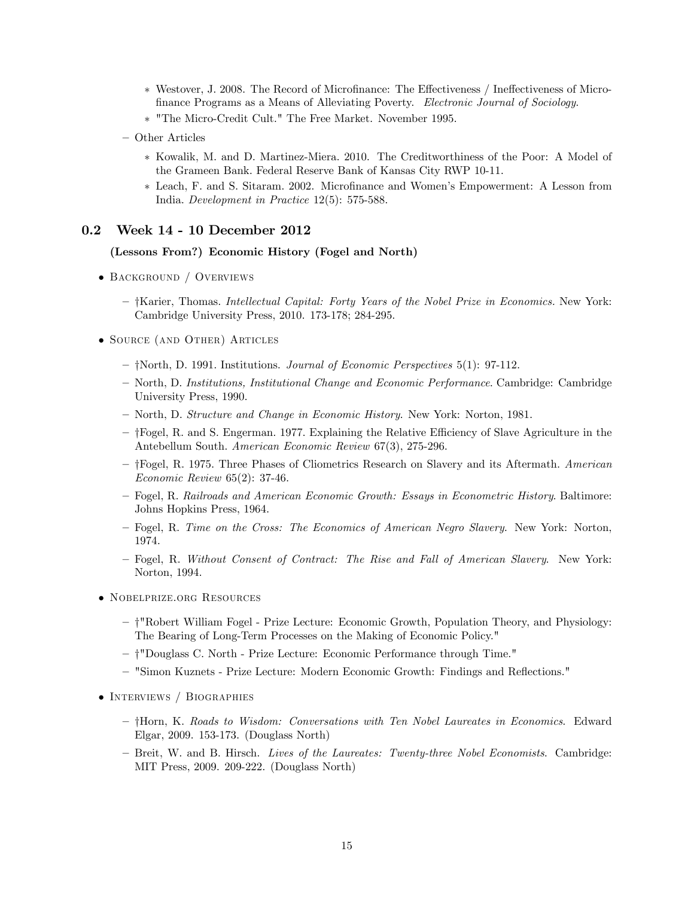- Westover, J. 2008. The Record of Microfinance: The Effectiveness / Ineffectiveness of Microfinance Programs as a Means of Alleviating Poverty. *Electronic Journal of Sociology*.
    - "The Micro-Credit Cult." The Free Market. November 1995.
  - Other Articles
    - Kowalik, M. and D. Martinez-Miera. 2010. The Creditworthiness of the Poor: A Model of the Grameen Bank. Federal Reserve Bank of Kansas City RWP 10-11.
    - Leach, F. and S. Sitaram. 2002. Microfinance and Women's Empowerment: A Lesson from India. *Development in Practice* 12(5): 575-588.

### 0.2 Week 14 - 10 December 2012

**(Lessons From?) Economic History (Fogel and North)**

- Background / Overviews
  - †Karier, Thomas. *Intellectual Capital: Forty Years of the Nobel Prize in Economics*. New York: Cambridge University Press, 2010. 173-178; 284-295.
- Source (and Other) Articles
  - †North, D. 1991. Institutions. *Journal of Economic Perspectives* 5(1): 97-112.
  - North, D. *Institutions, Institutional Change and Economic Performance*. Cambridge: Cambridge University Press, 1990.
  - North, D. *Structure and Change in Economic History*. New York: Norton, 1981.
  - †Fogel, R. and S. Engerman. 1977. Explaining the Relative Efficiency of Slave Agriculture in the Antebellum South. *American Economic Review* 67(3), 275-296.
  - †Fogel, R. 1975. Three Phases of Cliometrics Research on Slavery and its Aftermath. *American Economic Review* 65(2): 37-46.
  - Fogel, R. *Railroads and American Economic Growth: Essays in Econometric History*. Baltimore: Johns Hopkins Press, 1964.
  - Fogel, R. *Time on the Cross: The Economics of American Negro Slavery*. New York: Norton, 1974.
  - Fogel, R. *Without Consent of Contract: The Rise and Fall of American Slavery*. New York: Norton, 1994.
- Nobelprize.org Resources
  - †"Robert William Fogel - Prize Lecture: Economic Growth, Population Theory, and Physiology: The Bearing of Long-Term Processes on the Making of Economic Policy."
  - †"Douglass C. North - Prize Lecture: Economic Performance through Time."
  - "Simon Kuznets - Prize Lecture: Modern Economic Growth: Findings and Reflections."
- Interviews / Biographies
  - †Horn, K. *Roads to Wisdom: Conversations with Ten Nobel Laureates in Economics*. Edward Elgar, 2009. 153-173. (Douglass North)
  - Breit, W. and B. Hirsch. *Lives of the Laureates: Twenty-three Nobel Economists*. Cambridge: MIT Press, 2009. 209-222. (Douglass North)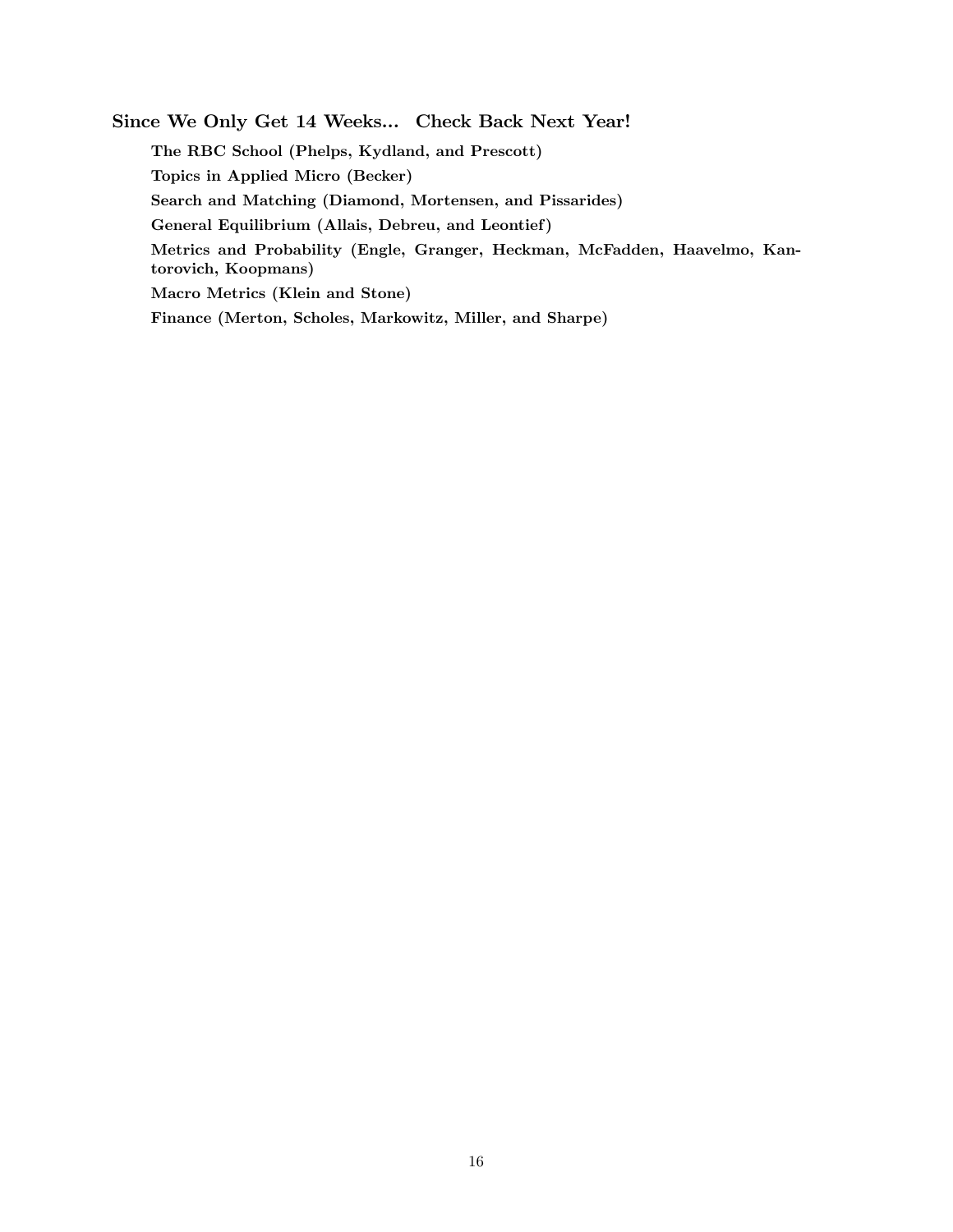## Since We Only Get 14 Weeks... Check Back Next Year!

**The RBC School (Phelps, Kydland, and Prescott)**

**Topics in Applied Micro (Becker)**

**Search and Matching (Diamond, Mortensen, and Pissarides)**

**General Equilibrium (Allais, Debreu, and Leontief)**

**Metrics and Probability (Engle, Granger, Heckman, McFadden, Haavelmo, Kantorovich, Koopmans)**

**Macro Metrics (Klein and Stone)**

**Finance (Merton, Scholes, Markowitz, Miller, and Sharpe)**